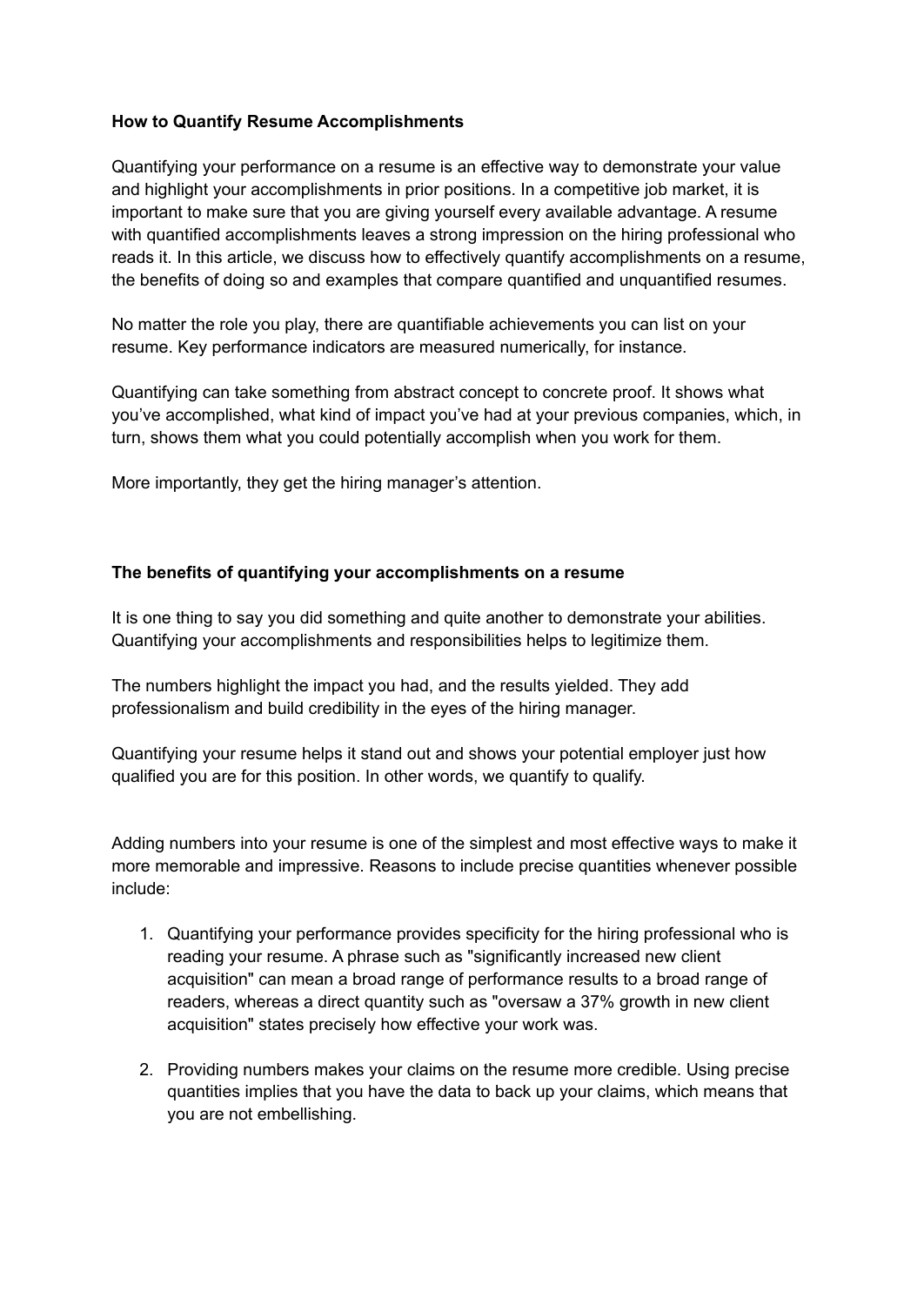# How to Quantify Resume Accomplishments

Quantifying your performance on a resume is an effective way to demonstrate your value and highlight your accomplishments in prior positions. In a competitive job market, it is important to make sure that you are giving yourself every available advantage. A resume with quantified accomplishments leaves a strong impression on the hiring professional who reads it. In this article, we discuss how to effectively quantify accomplishments on a resume, the benefits of doing so and examples that compare quantified and unquantified resumes.

No matter the role you play, there are quantifiable achievements you can list on your resume. Key performance indicators are measured numerically, for instance.

Quantifying can take something from abstract concept to concrete proof. It shows what you've accomplished, what kind of impact you've had at your previous companies, which, in turn, shows them what you could potentially accomplish when you work for them.

More importantly, they get the hiring manager's attention.

## The benefits of quantifying your accomplishments on a resume

It is one thing to say you did something and quite another to demonstrate your abilities. Quantifying your accomplishments and responsibilities helps to legitimize them.

The numbers highlight the impact you had, and the results yielded. They add professionalism and build credibility in the eyes of the hiring manager.

Quantifying your resume helps it stand out and shows your potential employer just how qualified you are for this position. In other words, we quantify to qualify.

Adding numbers into your resume is one of the simplest and most effective ways to make it more memorable and impressive. Reasons to include precise quantities whenever possible include:

1. Quantifying your performance provides specificity for the hiring professional who is reading your resume. A phrase such as "significantly increased new client acquisition" can mean a broad range of performance results to a broad range of readers, whereas a direct quantity such as "oversaw a 37% growth in new client acquisition" states precisely how effective your work was.

2. Providing numbers makes your claims on the resume more credible. Using precise quantities implies that you have the data to back up your claims, which means that you are not embellishing.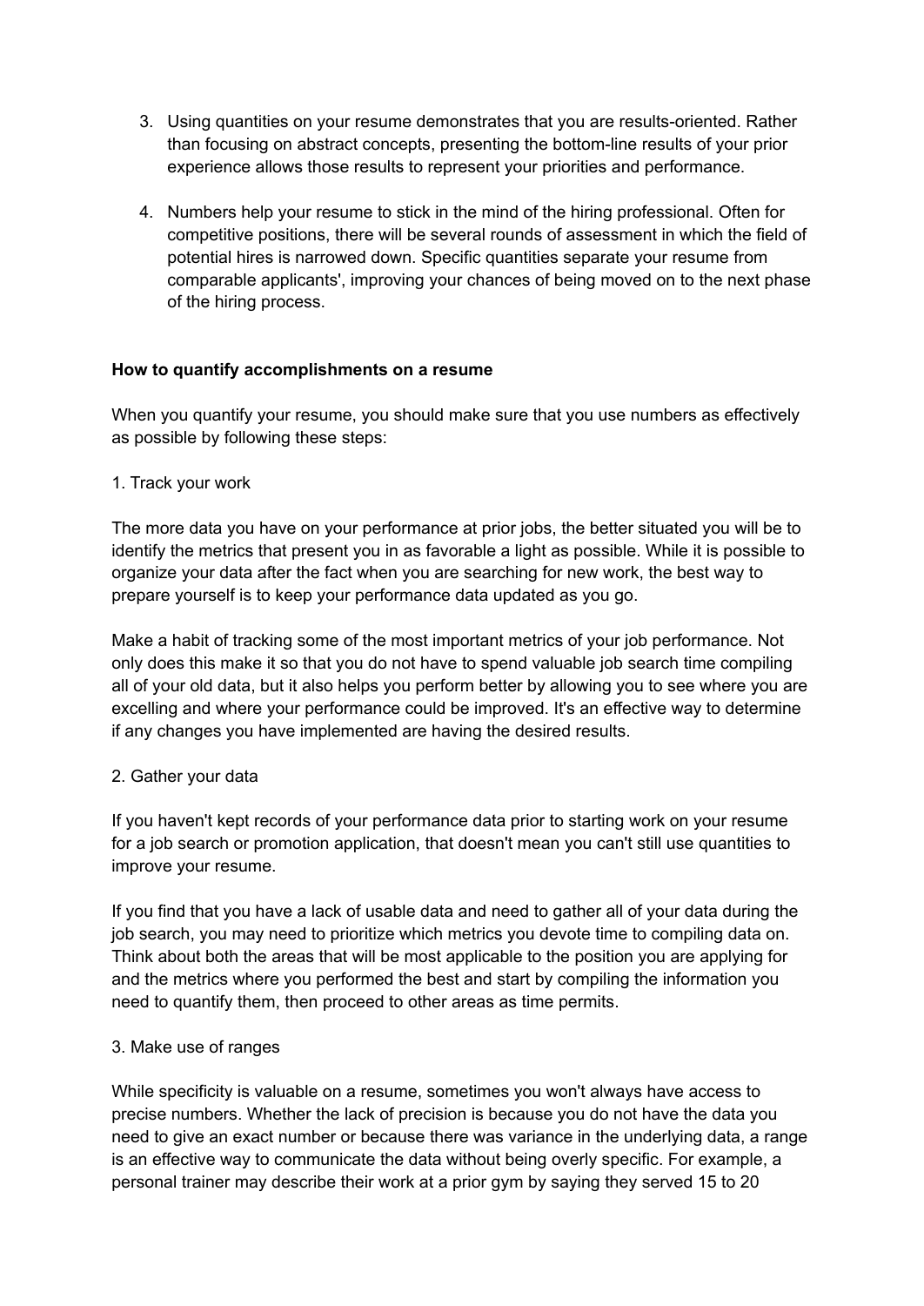3. Using quantities on your resume demonstrates that you are results-oriented. Rather than focusing on abstract concepts, presenting the bottom-line results of your prior experience allows those results to represent your priorities and performance.

4. Numbers help your resume to stick in the mind of the hiring professional. Often for competitive positions, there will be several rounds of assessment in which the field of potential hires is narrowed down. Specific quantities separate your resume from comparable applicants', improving your chances of being moved on to the next phase of the hiring process.

**How to quantify accomplishments on a resume**

When you quantify your resume, you should make sure that you use numbers as effectively as possible by following these steps:

1. Track your work

The more data you have on your performance at prior jobs, the better situated you will be to identify the metrics that present you in as favorable a light as possible. While it is possible to organize your data after the fact when you are searching for new work, the best way to prepare yourself is to keep your performance data updated as you go.

Make a habit of tracking some of the most important metrics of your job performance. Not only does this make it so that you do not have to spend valuable job search time compiling all of your old data, but it also helps you perform better by allowing you to see where you are excelling and where your performance could be improved. It's an effective way to determine if any changes you have implemented are having the desired results.

2. Gather your data

If you haven't kept records of your performance data prior to starting work on your resume for a job search or promotion application, that doesn't mean you can't still use quantities to improve your resume.

If you find that you have a lack of usable data and need to gather all of your data during the job search, you may need to prioritize which metrics you devote time to compiling data on. Think about both the areas that will be most applicable to the position you are applying for and the metrics where you performed the best and start by compiling the information you need to quantify them, then proceed to other areas as time permits.

3. Make use of ranges

While specificity is valuable on a resume, sometimes you won't always have access to precise numbers. Whether the lack of precision is because you do not have the data you need to give an exact number or because there was variance in the underlying data, a range is an effective way to communicate the data without being overly specific. For example, a personal trainer may describe their work at a prior gym by saying they served 15 to 20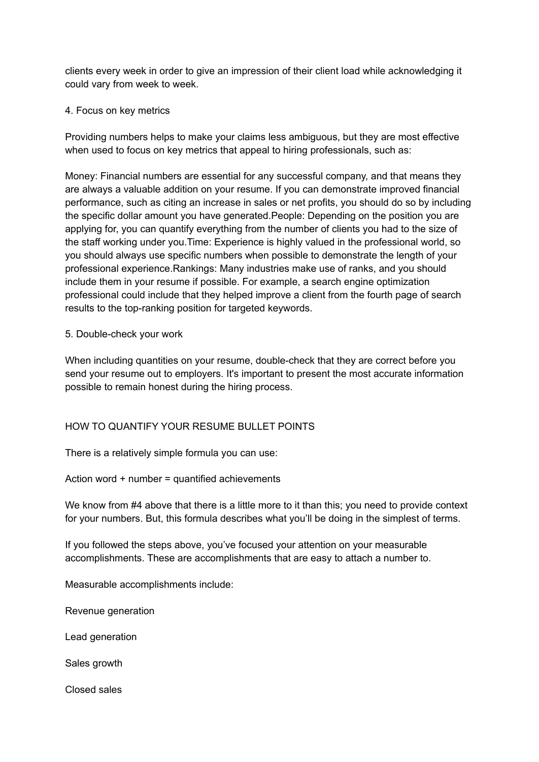clients every week in order to give an impression of their client load while acknowledging it could vary from week to week.

4. Focus on key metrics

Providing numbers helps to make your claims less ambiguous, but they are most effective when used to focus on key metrics that appeal to hiring professionals, such as:

Money: Financial numbers are essential for any successful company, and that means they are always a valuable addition on your resume. If you can demonstrate improved financial performance, such as citing an increase in sales or net profits, you should do so by including the specific dollar amount you have generated.People: Depending on the position you are applying for, you can quantify everything from the number of clients you had to the size of the staff working under you.Time: Experience is highly valued in the professional world, so you should always use specific numbers when possible to demonstrate the length of your professional experience.Rankings: Many industries make use of ranks, and you should include them in your resume if possible. For example, a search engine optimization professional could include that they helped improve a client from the fourth page of search results to the top-ranking position for targeted keywords.

5. Double-check your work

When including quantities on your resume, double-check that they are correct before you send your resume out to employers. It's important to present the most accurate information possible to remain honest during the hiring process.

## HOW TO QUANTIFY YOUR RESUME BULLET POINTS

There is a relatively simple formula you can use:

Action word + number = quantified achievements

We know from #4 above that there is a little more to it than this; you need to provide context for your numbers. But, this formula describes what you'll be doing in the simplest of terms.

If you followed the steps above, you've focused your attention on your measurable accomplishments. These are accomplishments that are easy to attach a number to.

Measurable accomplishments include:

Revenue generation

Lead generation

Sales growth

Closed sales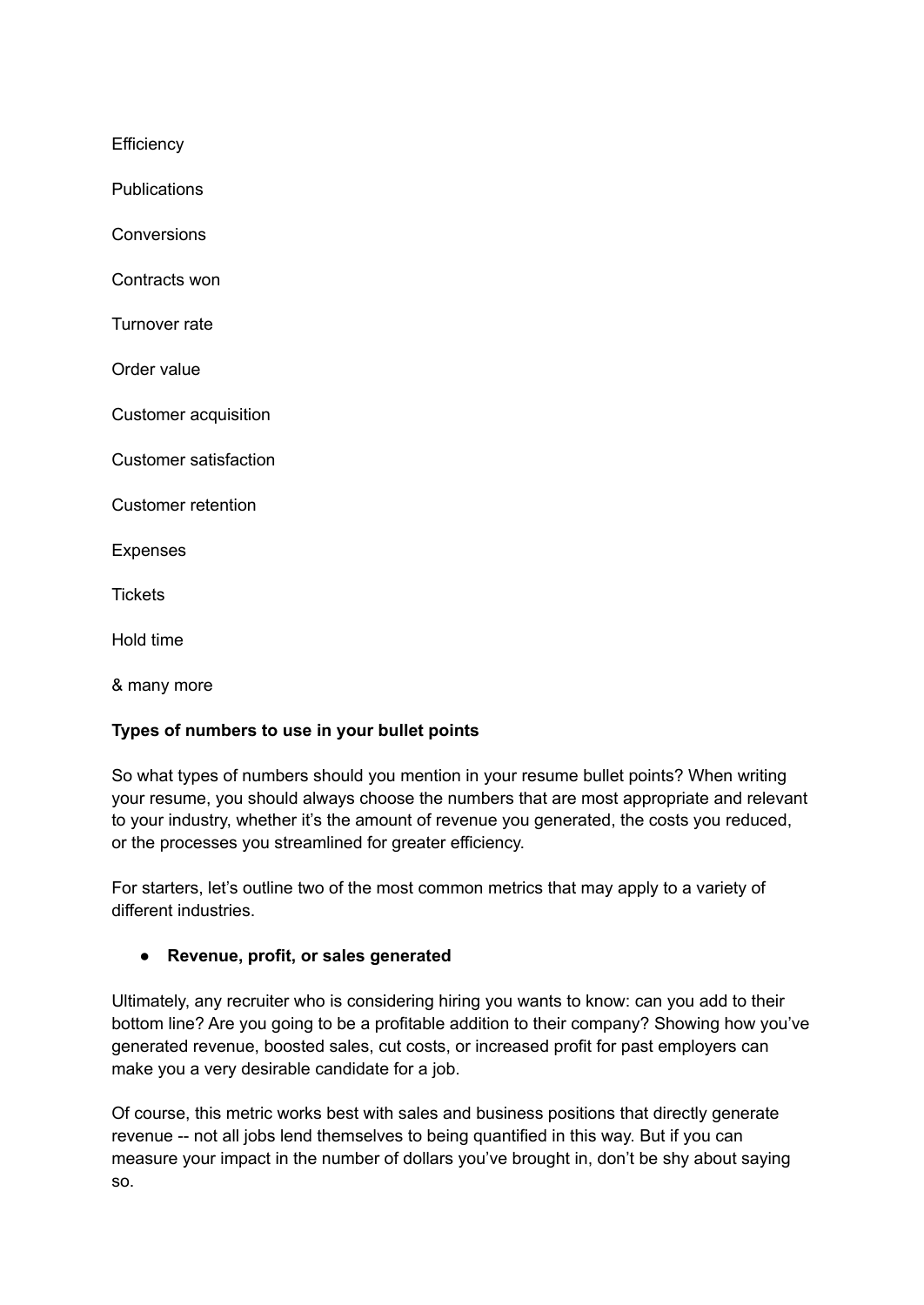Efficiency

Publications

Conversions

Contracts won

Turnover rate

Order value

Customer acquisition

Customer satisfaction

Customer retention

Expenses

Tickets

Hold time

& many more

**Types of numbers to use in your bullet points**

So what types of numbers should you mention in your resume bullet points? When writing your resume, you should always choose the numbers that are most appropriate and relevant to your industry, whether it's the amount of revenue you generated, the costs you reduced, or the processes you streamlined for greater efficiency.

For starters, let's outline two of the most common metrics that may apply to a variety of different industries.

- **Revenue, profit, or sales generated**

Ultimately, any recruiter who is considering hiring you wants to know: can you add to their bottom line? Are you going to be a profitable addition to their company? Showing how you've generated revenue, boosted sales, cut costs, or increased profit for past employers can make you a very desirable candidate for a job.

Of course, this metric works best with sales and business positions that directly generate revenue -- not all jobs lend themselves to being quantified in this way. But if you can measure your impact in the number of dollars you've brought in, don't be shy about saying so.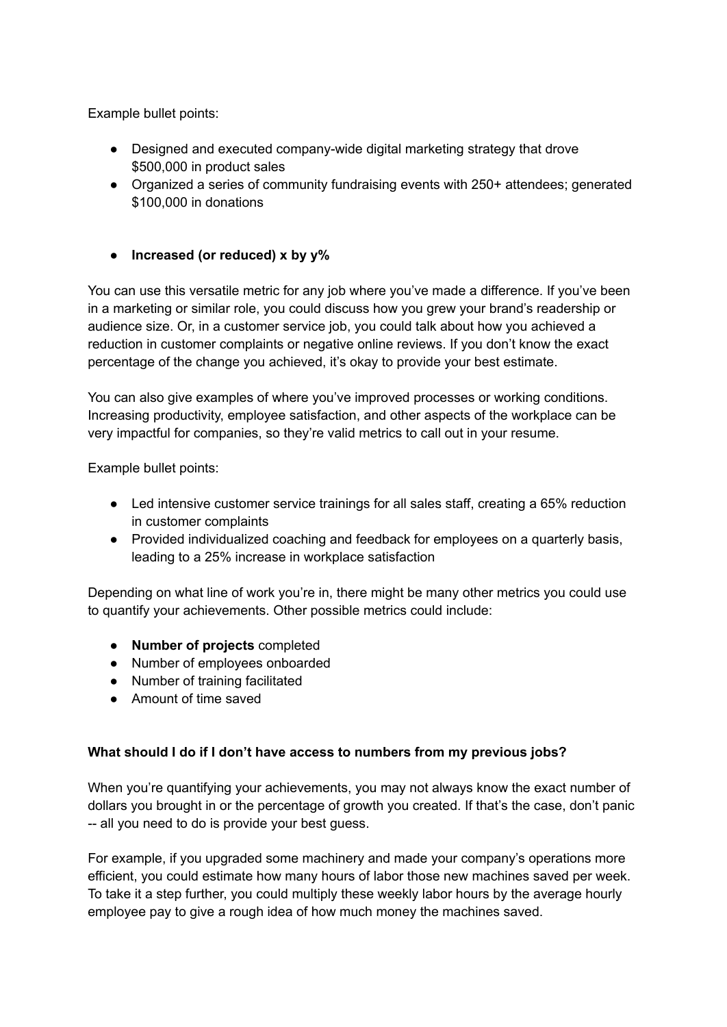Example bullet points:

- Designed and executed company-wide digital marketing strategy that drove $500,000 in product sales
- Organized a series of community fundraising events with 250+ attendees; generated $100,000 in donations

- **Increased (or reduced) x by y%**

You can use this versatile metric for any job where you've made a difference. If you've been in a marketing or similar role, you could discuss how you grew your brand's readership or audience size. Or, in a customer service job, you could talk about how you achieved a reduction in customer complaints or negative online reviews. If you don't know the exact percentage of the change you achieved, it's okay to provide your best estimate.

You can also give examples of where you've improved processes or working conditions. Increasing productivity, employee satisfaction, and other aspects of the workplace can be very impactful for companies, so they're valid metrics to call out in your resume.

Example bullet points:

- Led intensive customer service trainings for all sales staff, creating a 65% reduction in customer complaints
- Provided individualized coaching and feedback for employees on a quarterly basis, leading to a 25% increase in workplace satisfaction

Depending on what line of work you're in, there might be many other metrics you could use to quantify your achievements. Other possible metrics could include:

- **Number of projects** completed
- Number of employees onboarded
- Number of training facilitated
- Amount of time saved

**What should I do if I don't have access to numbers from my previous jobs?**

When you're quantifying your achievements, you may not always know the exact number of dollars you brought in or the percentage of growth you created. If that's the case, don't panic -- all you need to do is provide your best guess.

For example, if you upgraded some machinery and made your company's operations more efficient, you could estimate how many hours of labor those new machines saved per week. To take it a step further, you could multiply these weekly labor hours by the average hourly employee pay to give a rough idea of how much money the machines saved.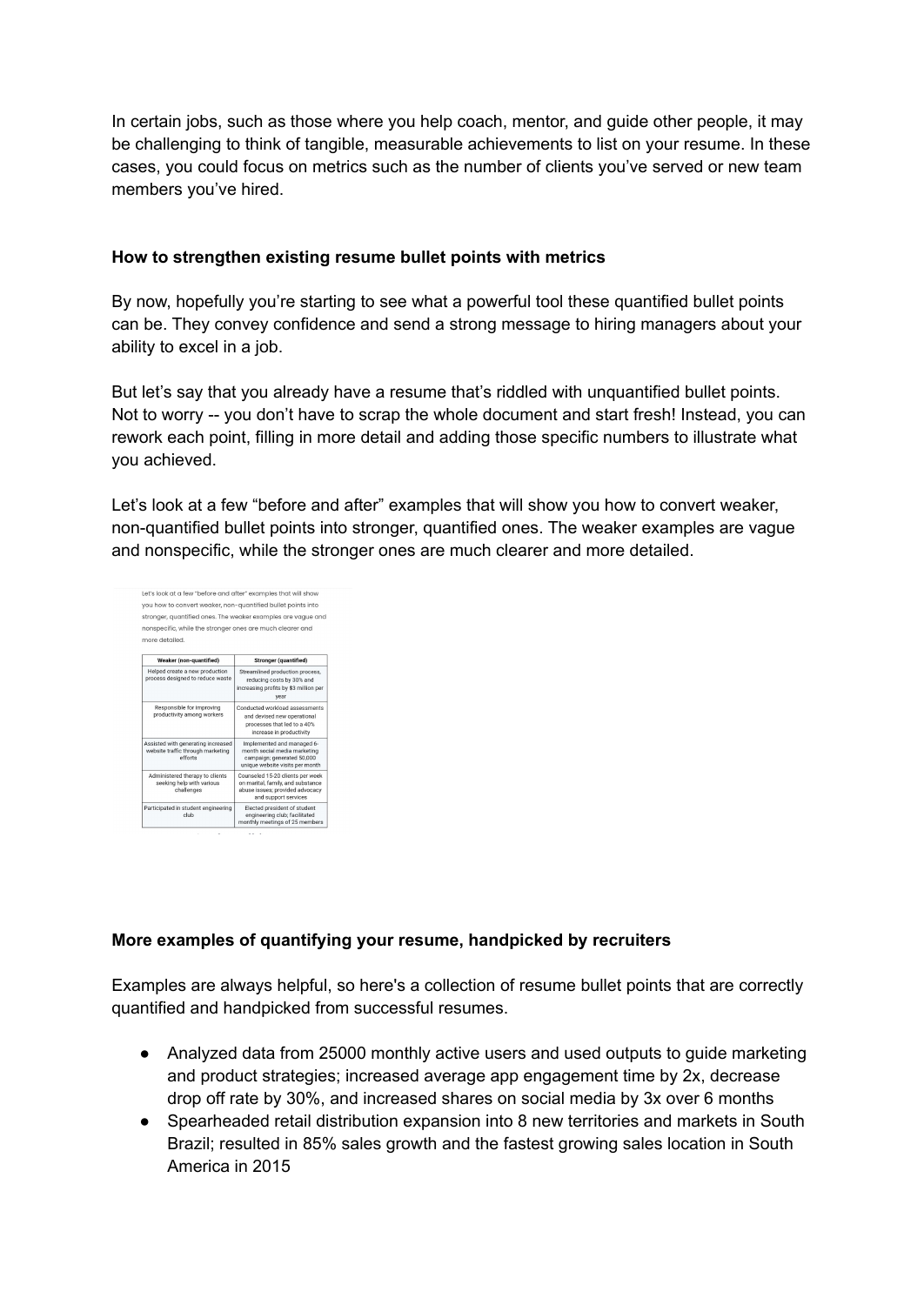In certain jobs, such as those where you help coach, mentor, and guide other people, it may be challenging to think of tangible, measurable achievements to list on your resume. In these cases, you could focus on metrics such as the number of clients you've served or new team members you've hired.

**How to strengthen existing resume bullet points with metrics**

By now, hopefully you're starting to see what a powerful tool these quantified bullet points can be. They convey confidence and send a strong message to hiring managers about your ability to excel in a job.

But let's say that you already have a resume that's riddled with unquantified bullet points. Not to worry -- you don't have to scrap the whole document and start fresh! Instead, you can rework each point, filling in more detail and adding those specific numbers to illustrate what you achieved.

Let's look at a few "before and after" examples that will show you how to convert weaker, non-quantified bullet points into stronger, quantified ones. The weaker examples are vague and nonspecific, while the stronger ones are much clearer and more detailed.

Let's look at a few "before and after" examples that will show you how to convert weaker, non-quantified bullet points into stronger, quantified ones. The weaker examples are vague and nonspecific, while the stronger ones are much clearer and more detailed.

| Weaker (non-quantified) | Stronger (quantified) |
| --- | --- |
| Helped create a new production process designed to reduce waste | Streamlined production process, reducing costs by 30% and increasing profits by $3 million per year |
| Responsible for improving productivity among workers | Conducted workload assessments and devised new operational processes that led to a 40% increase in productivity |
| Assisted with generating increased website traffic through marketing efforts | Implemented and managed 6-month social media marketing campaign; generated 50,000 unique website visits per month |
| Administered therapy to clients seeking help with various challenges | Counseled 15-20 clients per week on marital, family, and substance abuse issues; provided advocacy and support services |
| Participated in student engineering club | Elected president of student engineering club; facilitated monthly meetings of 25 members |

**More examples of quantifying your resume, handpicked by recruiters**

Examples are always helpful, so here's a collection of resume bullet points that are correctly quantified and handpicked from successful resumes.

- Analyzed data from 25000 monthly active users and used outputs to guide marketing and product strategies; increased average app engagement time by 2x, decrease drop off rate by 30%, and increased shares on social media by 3x over 6 months
- Spearheaded retail distribution expansion into 8 new territories and markets in South Brazil; resulted in 85% sales growth and the fastest growing sales location in South America in 2015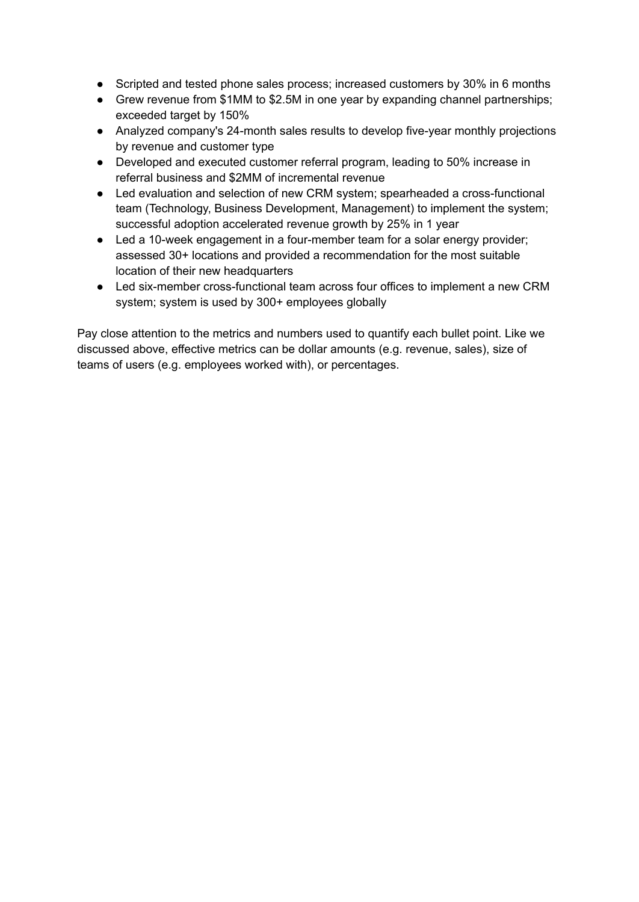- Scripted and tested phone sales process; increased customers by 30% in 6 months
- Grew revenue from $1MM to $2.5M in one year by expanding channel partnerships; exceeded target by 150%
- Analyzed company's 24-month sales results to develop five-year monthly projections by revenue and customer type
- Developed and executed customer referral program, leading to 50% increase in referral business and $2MM of incremental revenue
- Led evaluation and selection of new CRM system; spearheaded a cross-functional team (Technology, Business Development, Management) to implement the system; successful adoption accelerated revenue growth by 25% in 1 year
- Led a 10-week engagement in a four-member team for a solar energy provider; assessed 30+ locations and provided a recommendation for the most suitable location of their new headquarters
- Led six-member cross-functional team across four offices to implement a new CRM system; system is used by 300+ employees globally

Pay close attention to the metrics and numbers used to quantify each bullet point. Like we discussed above, effective metrics can be dollar amounts (e.g. revenue, sales), size of teams of users (e.g. employees worked with), or percentages.